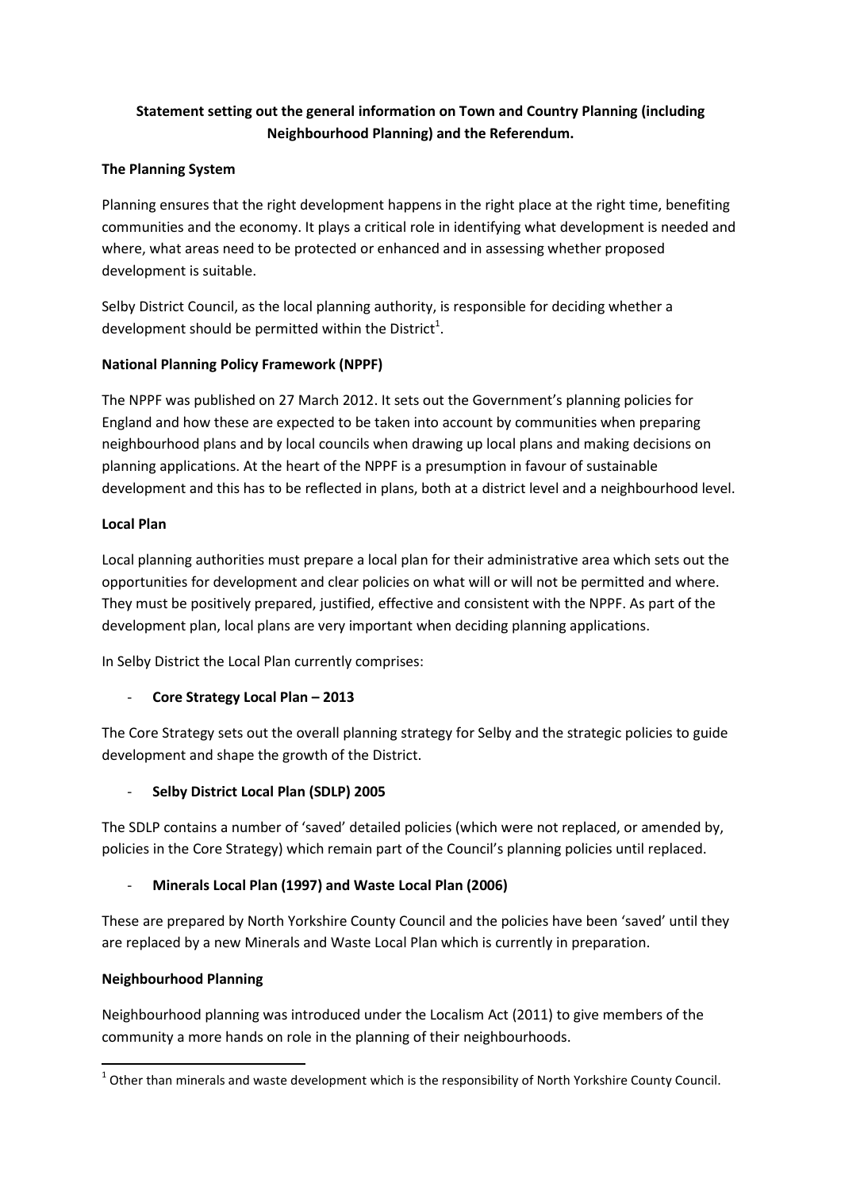**Statement setting out the general information on Town and Country Planning (including Neighbourhood Planning) and the Referendum.**

## The Planning System

Planning ensures that the right development happens in the right place at the right time, benefiting communities and the economy. It plays a critical role in identifying what development is needed and where, what areas need to be protected or enhanced and in assessing whether proposed development is suitable.

Selby District Council, as the local planning authority, is responsible for deciding whether a development should be permitted within the District[1].

## National Planning Policy Framework (NPPF)

The NPPF was published on 27 March 2012. It sets out the Government's planning policies for England and how these are expected to be taken into account by communities when preparing neighbourhood plans and by local councils when drawing up local plans and making decisions on planning applications. At the heart of the NPPF is a presumption in favour of sustainable development and this has to be reflected in plans, both at a district level and a neighbourhood level.

## Local Plan

Local planning authorities must prepare a local plan for their administrative area which sets out the opportunities for development and clear policies on what will or will not be permitted and where. They must be positively prepared, justified, effective and consistent with the NPPF. As part of the development plan, local plans are very important when deciding planning applications.

In Selby District the Local Plan currently comprises:

- **Core Strategy Local Plan – 2013**

The Core Strategy sets out the overall planning strategy for Selby and the strategic policies to guide development and shape the growth of the District.

- **Selby District Local Plan (SDLP) 2005**

The SDLP contains a number of 'saved' detailed policies (which were not replaced, or amended by, policies in the Core Strategy) which remain part of the Council's planning policies until replaced.

- **Minerals Local Plan (1997) and Waste Local Plan (2006)**

These are prepared by North Yorkshire County Council and the policies have been 'saved' until they are replaced by a new Minerals and Waste Local Plan which is currently in preparation.

## Neighbourhood Planning

Neighbourhood planning was introduced under the Localism Act (2011) to give members of the community a more hands on role in the planning of their neighbourhoods.

---

[1] Other than minerals and waste development which is the responsibility of North Yorkshire County Council.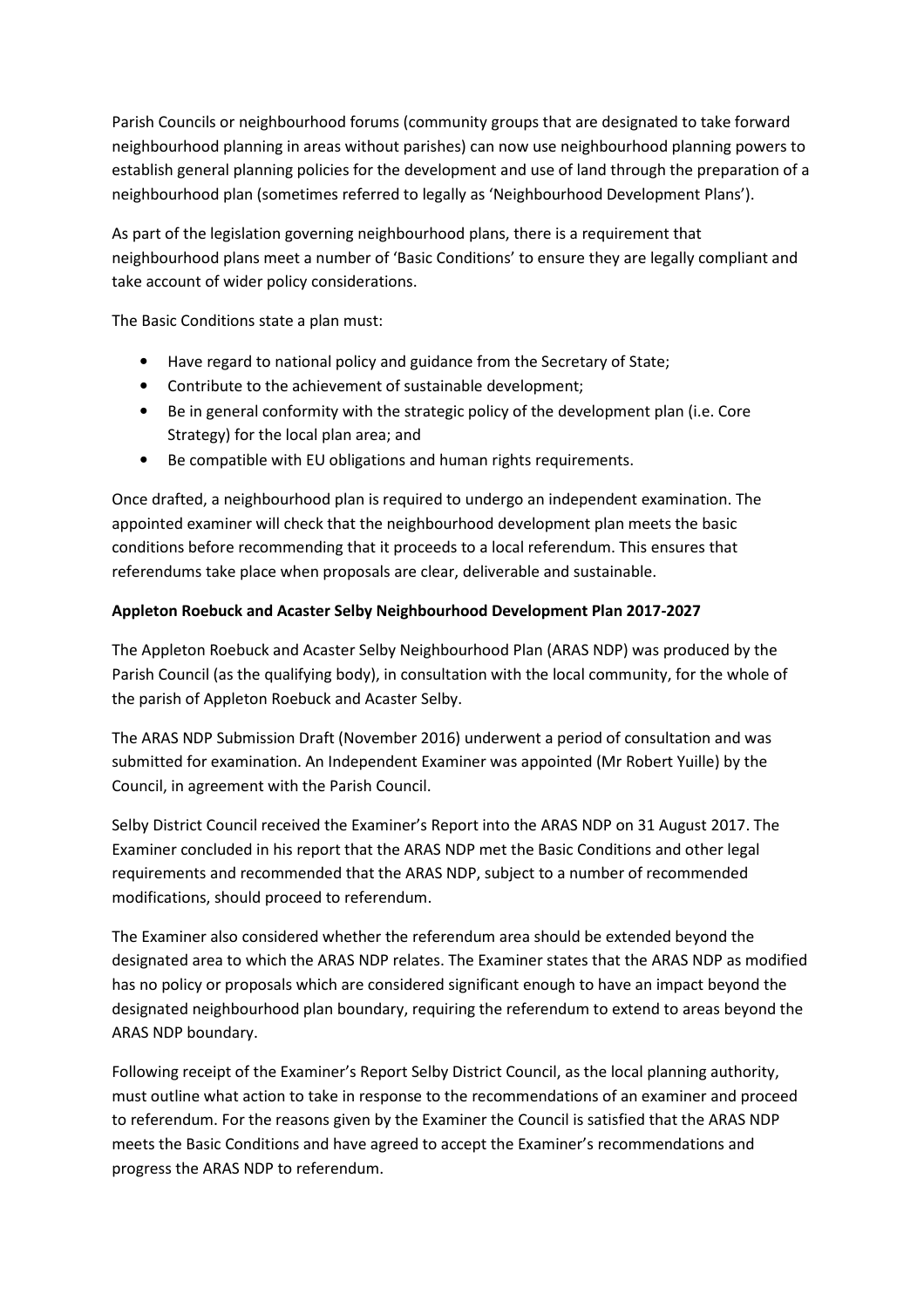Parish Councils or neighbourhood forums (community groups that are designated to take forward neighbourhood planning in areas without parishes) can now use neighbourhood planning powers to establish general planning policies for the development and use of land through the preparation of a neighbourhood plan (sometimes referred to legally as 'Neighbourhood Development Plans').

As part of the legislation governing neighbourhood plans, there is a requirement that neighbourhood plans meet a number of 'Basic Conditions' to ensure they are legally compliant and take account of wider policy considerations.

The Basic Conditions state a plan must:

- Have regard to national policy and guidance from the Secretary of State;
- Contribute to the achievement of sustainable development;
- Be in general conformity with the strategic policy of the development plan (i.e. Core Strategy) for the local plan area; and
- Be compatible with EU obligations and human rights requirements.

Once drafted, a neighbourhood plan is required to undergo an independent examination. The appointed examiner will check that the neighbourhood development plan meets the basic conditions before recommending that it proceeds to a local referendum. This ensures that referendums take place when proposals are clear, deliverable and sustainable.

**Appleton Roebuck and Acaster Selby Neighbourhood Development Plan 2017-2027**

The Appleton Roebuck and Acaster Selby Neighbourhood Plan (ARAS NDP) was produced by the Parish Council (as the qualifying body), in consultation with the local community, for the whole of the parish of Appleton Roebuck and Acaster Selby.

The ARAS NDP Submission Draft (November 2016) underwent a period of consultation and was submitted for examination. An Independent Examiner was appointed (Mr Robert Yuille) by the Council, in agreement with the Parish Council.

Selby District Council received the Examiner's Report into the ARAS NDP on 31 August 2017. The Examiner concluded in his report that the ARAS NDP met the Basic Conditions and other legal requirements and recommended that the ARAS NDP, subject to a number of recommended modifications, should proceed to referendum.

The Examiner also considered whether the referendum area should be extended beyond the designated area to which the ARAS NDP relates. The Examiner states that the ARAS NDP as modified has no policy or proposals which are considered significant enough to have an impact beyond the designated neighbourhood plan boundary, requiring the referendum to extend to areas beyond the ARAS NDP boundary.

Following receipt of the Examiner's Report Selby District Council, as the local planning authority, must outline what action to take in response to the recommendations of an examiner and proceed to referendum. For the reasons given by the Examiner the Council is satisfied that the ARAS NDP meets the Basic Conditions and have agreed to accept the Examiner's recommendations and progress the ARAS NDP to referendum.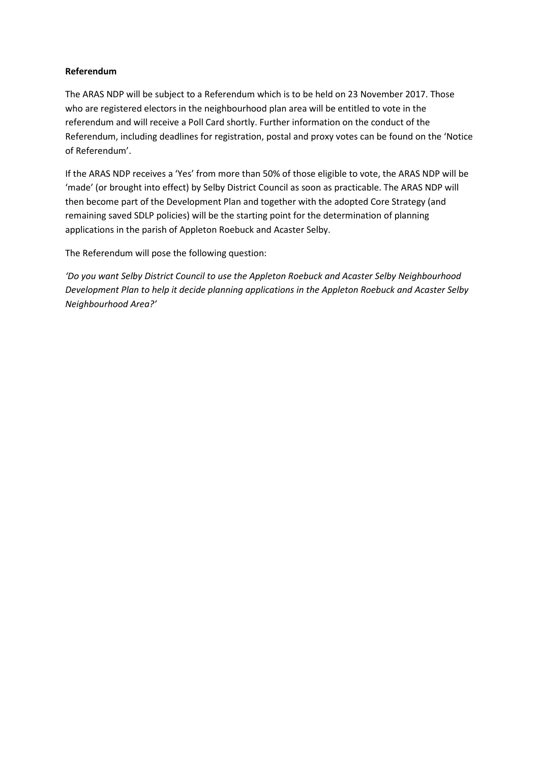**Referendum**

The ARAS NDP will be subject to a Referendum which is to be held on 23 November 2017. Those who are registered electors in the neighbourhood plan area will be entitled to vote in the referendum and will receive a Poll Card shortly. Further information on the conduct of the Referendum, including deadlines for registration, postal and proxy votes can be found on the 'Notice of Referendum'.

If the ARAS NDP receives a 'Yes' from more than 50% of those eligible to vote, the ARAS NDP will be 'made' (or brought into effect) by Selby District Council as soon as practicable. The ARAS NDP will then become part of the Development Plan and together with the adopted Core Strategy (and remaining saved SDLP policies) will be the starting point for the determination of planning applications in the parish of Appleton Roebuck and Acaster Selby.

The Referendum will pose the following question:

*'Do you want Selby District Council to use the Appleton Roebuck and Acaster Selby Neighbourhood Development Plan to help it decide planning applications in the Appleton Roebuck and Acaster Selby Neighbourhood Area?'*